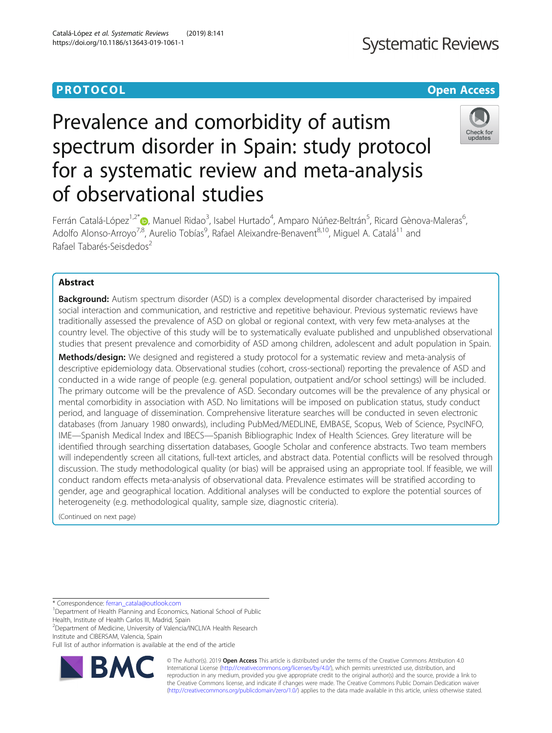PROTOCOL

Open Access

# Prevalence and comorbidity of autism spectrum disorder in Spain: study protocol for a systematic review and meta-analysis of observational studies

Ferrán Catalá-López[1,2*], Manuel Ridao[3], Isabel Hurtado[4], Amparo Núñez-Beltrán[5], Ricard Gènova-Maleras[6], Adolfo Alonso-Arroyo[7,8], Aurelio Tobías[9], Rafael Aleixandre-Benavent[8,10], Miguel A. Catalá[11] and Rafael Tabarés-Seisdedos[2]

## Abstract

**Background:** Autism spectrum disorder (ASD) is a complex developmental disorder characterised by impaired social interaction and communication, and restrictive and repetitive behaviour. Previous systematic reviews have traditionally assessed the prevalence of ASD on global or regional context, with very few meta-analyses at the country level. The objective of this study will be to systematically evaluate published and unpublished observational studies that present prevalence and comorbidity of ASD among children, adolescent and adult population in Spain.

**Methods/design:** We designed and registered a study protocol for a systematic review and meta-analysis of descriptive epidemiology data. Observational studies (cohort, cross-sectional) reporting the prevalence of ASD and conducted in a wide range of people (e.g. general population, outpatient and/or school settings) will be included. The primary outcome will be the prevalence of ASD. Secondary outcomes will be the prevalence of any physical or mental comorbidity in association with ASD. No limitations will be imposed on publication status, study conduct period, and language of dissemination. Comprehensive literature searches will be conducted in seven electronic databases (from January 1980 onwards), including PubMed/MEDLINE, EMBASE, Scopus, Web of Science, PsycINFO, IME—Spanish Medical Index and IBECS—Spanish Bibliographic Index of Health Sciences. Grey literature will be identified through searching dissertation databases, Google Scholar and conference abstracts. Two team members will independently screen all citations, full-text articles, and abstract data. Potential conflicts will be resolved through discussion. The study methodological quality (or bias) will be appraised using an appropriate tool. If feasible, we will conduct random effects meta-analysis of observational data. Prevalence estimates will be stratified according to gender, age and geographical location. Additional analyses will be conducted to explore the potential sources of heterogeneity (e.g. methodological quality, sample size, diagnostic criteria).

(Continued on next page)

* Correspondence: ferran_catala@outlook.com
[1]Department of Health Planning and Economics, National School of Public Health, Institute of Health Carlos III, Madrid, Spain
[2]Department of Medicine, University of Valencia/INCLIVA Health Research Institute and CIBERSAM, Valencia, Spain
Full list of author information is available at the end of the article

© The Author(s). 2019 **Open Access** This article is distributed under the terms of the Creative Commons Attribution 4.0 International License (http://creativecommons.org/licenses/by/4.0/), which permits unrestricted use, distribution, and reproduction in any medium, provided you give appropriate credit to the original author(s) and the source, provide a link to the Creative Commons license, and indicate if changes were made. The Creative Commons Public Domain Dedication waiver (http://creativecommons.org/publicdomain/zero/1.0/) applies to the data made available in this article, unless otherwise stated.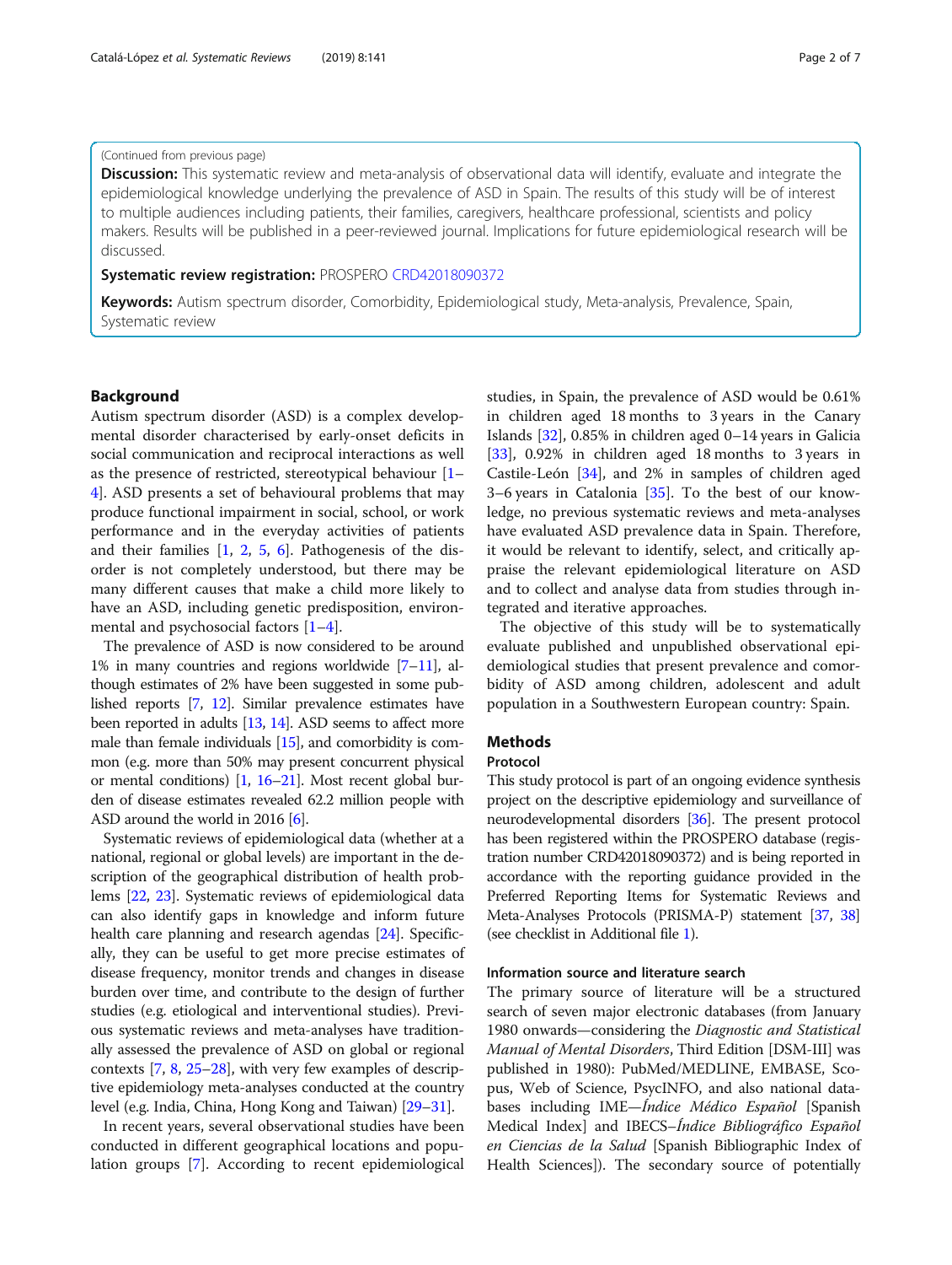(Continued from previous page)

**Discussion:** This systematic review and meta-analysis of observational data will identify, evaluate and integrate the epidemiological knowledge underlying the prevalence of ASD in Spain. The results of this study will be of interest to multiple audiences including patients, their families, caregivers, healthcare professional, scientists and policy makers. Results will be published in a peer-reviewed journal. Implications for future epidemiological research will be discussed.

**Systematic review registration:** PROSPERO CRD42018090372

**Keywords:** Autism spectrum disorder, Comorbidity, Epidemiological study, Meta-analysis, Prevalence, Spain, Systematic review

## Background

Autism spectrum disorder (ASD) is a complex developmental disorder characterised by early-onset deficits in social communication and reciprocal interactions as well as the presence of restricted, stereotypical behaviour [1–4]. ASD presents a set of behavioural problems that may produce functional impairment in social, school, or work performance and in the everyday activities of patients and their families [1, 2, 5, 6]. Pathogenesis of the disorder is not completely understood, but there may be many different causes that make a child more likely to have an ASD, including genetic predisposition, environmental and psychosocial factors [1–4].

The prevalence of ASD is now considered to be around 1% in many countries and regions worldwide [7–11], although estimates of 2% have been suggested in some published reports [7, 12]. Similar prevalence estimates have been reported in adults [13, 14]. ASD seems to affect more male than female individuals [15], and comorbidity is common (e.g. more than 50% may present concurrent physical or mental conditions) [1, 16–21]. Most recent global burden of disease estimates revealed 62.2 million people with ASD around the world in 2016 [6].

Systematic reviews of epidemiological data (whether at a national, regional or global levels) are important in the description of the geographical distribution of health problems [22, 23]. Systematic reviews of epidemiological data can also identify gaps in knowledge and inform future health care planning and research agendas [24]. Specifically, they can be useful to get more precise estimates of disease frequency, monitor trends and changes in disease burden over time, and contribute to the design of further studies (e.g. etiological and interventional studies). Previous systematic reviews and meta-analyses have traditionally assessed the prevalence of ASD on global or regional contexts [7, 8, 25–28], with very few examples of descriptive epidemiology meta-analyses conducted at the country level (e.g. India, China, Hong Kong and Taiwan) [29–31].

In recent years, several observational studies have been conducted in different geographical locations and population groups [7]. According to recent epidemiological studies, in Spain, the prevalence of ASD would be 0.61% in children aged 18 months to 3 years in the Canary Islands [32], 0.85% in children aged 0–14 years in Galicia [33], 0.92% in children aged 18 months to 3 years in Castile-León [34], and 2% in samples of children aged 3–6 years in Catalonia [35]. To the best of our knowledge, no previous systematic reviews and meta-analyses have evaluated ASD prevalence data in Spain. Therefore, it would be relevant to identify, select, and critically appraise the relevant epidemiological literature on ASD and to collect and analyse data from studies through integrated and iterative approaches.

The objective of this study will be to systematically evaluate published and unpublished observational epidemiological studies that present prevalence and comorbidity of ASD among children, adolescent and adult population in a Southwestern European country: Spain.

## Methods

### Protocol

This study protocol is part of an ongoing evidence synthesis project on the descriptive epidemiology and surveillance of neurodevelopmental disorders [36]. The present protocol has been registered within the PROSPERO database (registration number CRD42018090372) and is being reported in accordance with the reporting guidance provided in the Preferred Reporting Items for Systematic Reviews and Meta-Analyses Protocols (PRISMA-P) statement [37, 38] (see checklist in Additional file 1).

### Information source and literature search

The primary source of literature will be a structured search of seven major electronic databases (from January 1980 onwards—considering the *Diagnostic and Statistical Manual of Mental Disorders*, Third Edition [DSM-III] was published in 1980): PubMed/MEDLINE, EMBASE, Scopus, Web of Science, PsycINFO, and also national databases including IME—*Índice Médico Español* [Spanish Medical Index] and IBECS–*Índice Bibliográfico Español en Ciencias de la Salud* [Spanish Bibliographic Index of Health Sciences]). The secondary source of potentially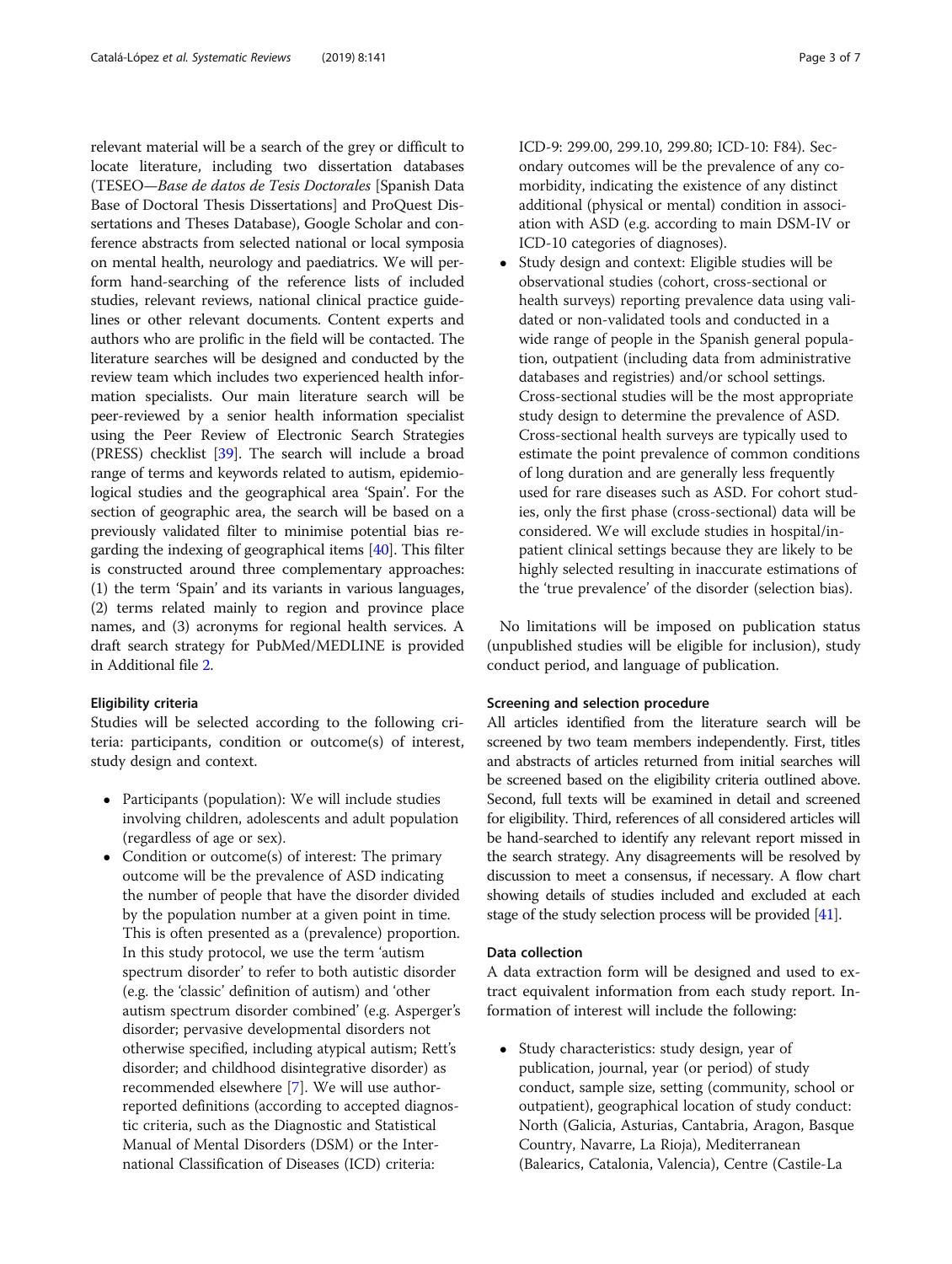relevant material will be a search of the grey or difficult to locate literature, including two dissertation databases (TESEO—*Base de datos de Tesis Doctorales* [Spanish Data Base of Doctoral Thesis Dissertations] and ProQuest Dissertations and Theses Database), Google Scholar and conference abstracts from selected national or local symposia on mental health, neurology and paediatrics. We will perform hand-searching of the reference lists of included studies, relevant reviews, national clinical practice guidelines or other relevant documents. Content experts and authors who are prolific in the field will be contacted. The literature searches will be designed and conducted by the review team which includes two experienced health information specialists. Our main literature search will be peer-reviewed by a senior health information specialist using the Peer Review of Electronic Search Strategies (PRESS) checklist [39]. The search will include a broad range of terms and keywords related to autism, epidemiological studies and the geographical area 'Spain'. For the section of geographic area, the search will be based on a previously validated filter to minimise potential bias regarding the indexing of geographical items [40]. This filter is constructed around three complementary approaches: (1) the term 'Spain' and its variants in various languages, (2) terms related mainly to region and province place names, and (3) acronyms for regional health services. A draft search strategy for PubMed/MEDLINE is provided in Additional file 2.

### Eligibility criteria

Studies will be selected according to the following criteria: participants, condition or outcome(s) of interest, study design and context.

- Participants (population): We will include studies involving children, adolescents and adult population (regardless of age or sex).
- Condition or outcome(s) of interest: The primary outcome will be the prevalence of ASD indicating the number of people that have the disorder divided by the population number at a given point in time. This is often presented as a (prevalence) proportion. In this study protocol, we use the term 'autism spectrum disorder' to refer to both autistic disorder (e.g. the 'classic' definition of autism) and 'other autism spectrum disorder combined' (e.g. Asperger's disorder; pervasive developmental disorders not otherwise specified, including atypical autism; Rett's disorder; and childhood disintegrative disorder) as recommended elsewhere [7]. We will use author-reported definitions (according to accepted diagnostic criteria, such as the Diagnostic and Statistical Manual of Mental Disorders (DSM) or the International Classification of Diseases (ICD) criteria: ICD-9: 299.00, 299.10, 299.80; ICD-10: F84). Secondary outcomes will be the prevalence of any comorbidity, indicating the existence of any distinct additional (physical or mental) condition in association with ASD (e.g. according to main DSM-IV or ICD-10 categories of diagnoses).
- Study design and context: Eligible studies will be observational studies (cohort, cross-sectional or health surveys) reporting prevalence data using validated or non-validated tools and conducted in a wide range of people in the Spanish general population, outpatient (including data from administrative databases and registries) and/or school settings. Cross-sectional studies will be the most appropriate study design to determine the prevalence of ASD. Cross-sectional health surveys are typically used to estimate the point prevalence of common conditions of long duration and are generally less frequently used for rare diseases such as ASD. For cohort studies, only the first phase (cross-sectional) data will be considered. We will exclude studies in hospital/inpatient clinical settings because they are likely to be highly selected resulting in inaccurate estimations of the 'true prevalence' of the disorder (selection bias).

No limitations will be imposed on publication status (unpublished studies will be eligible for inclusion), study conduct period, and language of publication.

### Screening and selection procedure

All articles identified from the literature search will be screened by two team members independently. First, titles and abstracts of articles returned from initial searches will be screened based on the eligibility criteria outlined above. Second, full texts will be examined in detail and screened for eligibility. Third, references of all considered articles will be hand-searched to identify any relevant report missed in the search strategy. Any disagreements will be resolved by discussion to meet a consensus, if necessary. A flow chart showing details of studies included and excluded at each stage of the study selection process will be provided [41].

### Data collection

A data extraction form will be designed and used to extract equivalent information from each study report. Information of interest will include the following:

- Study characteristics: study design, year of publication, journal, year (or period) of study conduct, sample size, setting (community, school or outpatient), geographical location of study conduct: North (Galicia, Asturias, Cantabria, Aragon, Basque Country, Navarre, La Rioja), Mediterranean (Balearics, Catalonia, Valencia), Centre (Castile-La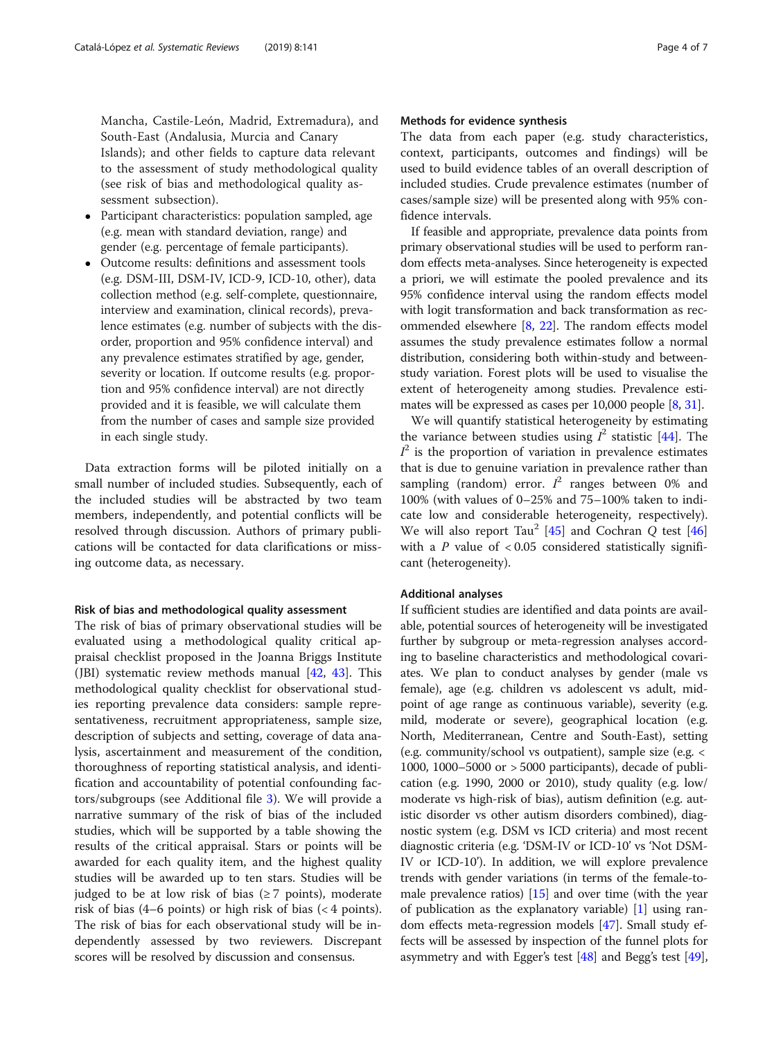Mancha, Castile-León, Madrid, Extremadura), and South-East (Andalusia, Murcia and Canary Islands); and other fields to capture data relevant to the assessment of study methodological quality (see risk of bias and methodological quality assessment subsection).

- Participant characteristics: population sampled, age (e.g. mean with standard deviation, range) and gender (e.g. percentage of female participants).
- Outcome results: definitions and assessment tools (e.g. DSM-III, DSM-IV, ICD-9, ICD-10, other), data collection method (e.g. self-complete, questionnaire, interview and examination, clinical records), prevalence estimates (e.g. number of subjects with the disorder, proportion and 95% confidence interval) and any prevalence estimates stratified by age, gender, severity or location. If outcome results (e.g. proportion and 95% confidence interval) are not directly provided and it is feasible, we will calculate them from the number of cases and sample size provided in each single study.

Data extraction forms will be piloted initially on a small number of included studies. Subsequently, each of the included studies will be abstracted by two team members, independently, and potential conflicts will be resolved through discussion. Authors of primary publications will be contacted for data clarifications or missing outcome data, as necessary.

#### Risk of bias and methodological quality assessment

The risk of bias of primary observational studies will be evaluated using a methodological quality critical appraisal checklist proposed in the Joanna Briggs Institute (JBI) systematic review methods manual [42, 43]. This methodological quality checklist for observational studies reporting prevalence data considers: sample representativeness, recruitment appropriateness, sample size, description of subjects and setting, coverage of data analysis, ascertainment and measurement of the condition, thoroughness of reporting statistical analysis, and identification and accountability of potential confounding factors/subgroups (see Additional file 3). We will provide a narrative summary of the risk of bias of the included studies, which will be supported by a table showing the results of the critical appraisal. Stars or points will be awarded for each quality item, and the highest quality studies will be awarded up to ten stars. Studies will be judged to be at low risk of bias (≥ 7 points), moderate risk of bias (4–6 points) or high risk of bias (< 4 points). The risk of bias for each observational study will be independently assessed by two reviewers. Discrepant scores will be resolved by discussion and consensus.

#### Methods for evidence synthesis

The data from each paper (e.g. study characteristics, context, participants, outcomes and findings) will be used to build evidence tables of an overall description of included studies. Crude prevalence estimates (number of cases/sample size) will be presented along with 95% confidence intervals.

If feasible and appropriate, prevalence data points from primary observational studies will be used to perform random effects meta-analyses. Since heterogeneity is expected a priori, we will estimate the pooled prevalence and its 95% confidence interval using the random effects model with logit transformation and back transformation as recommended elsewhere [8, 22]. The random effects model assumes the study prevalence estimates follow a normal distribution, considering both within-study and between-study variation. Forest plots will be used to visualise the extent of heterogeneity among studies. Prevalence estimates will be expressed as cases per 10,000 people [8, 31].

We will quantify statistical heterogeneity by estimating the variance between studies using $I^2$ statistic [44]. The $I^2$ is the proportion of variation in prevalence estimates that is due to genuine variation in prevalence rather than sampling (random) error. $I^2$ ranges between 0% and 100% (with values of 0–25% and 75–100% taken to indicate low and considerable heterogeneity, respectively). We will also report Tau$^2$ [45] and Cochran $Q$ test [46] with a $P$ value of $< 0.05$ considered statistically significant (heterogeneity).

#### Additional analyses

If sufficient studies are identified and data points are available, potential sources of heterogeneity will be investigated further by subgroup or meta-regression analyses according to baseline characteristics and methodological covariates. We plan to conduct analyses by gender (male vs female), age (e.g. children vs adolescent vs adult, midpoint of age range as continuous variable), severity (e.g. mild, moderate or severe), geographical location (e.g. North, Mediterranean, Centre and South-East), setting (e.g. community/school vs outpatient), sample size (e.g. < 1000, 1000–5000 or > 5000 participants), decade of publication (e.g. 1990, 2000 or 2010), study quality (e.g. low/moderate vs high-risk of bias), autism definition (e.g. autistic disorder vs other autism disorders combined), diagnostic system (e.g. DSM vs ICD criteria) and most recent diagnostic criteria (e.g. 'DSM-IV or ICD-10' vs 'Not DSM-IV or ICD-10'). In addition, we will explore prevalence trends with gender variations (in terms of the female-to-male prevalence ratios) [15] and over time (with the year of publication as the explanatory variable) [1] using random effects meta-regression models [47]. Small study effects will be assessed by inspection of the funnel plots for asymmetry and with Egger's test [48] and Begg's test [49],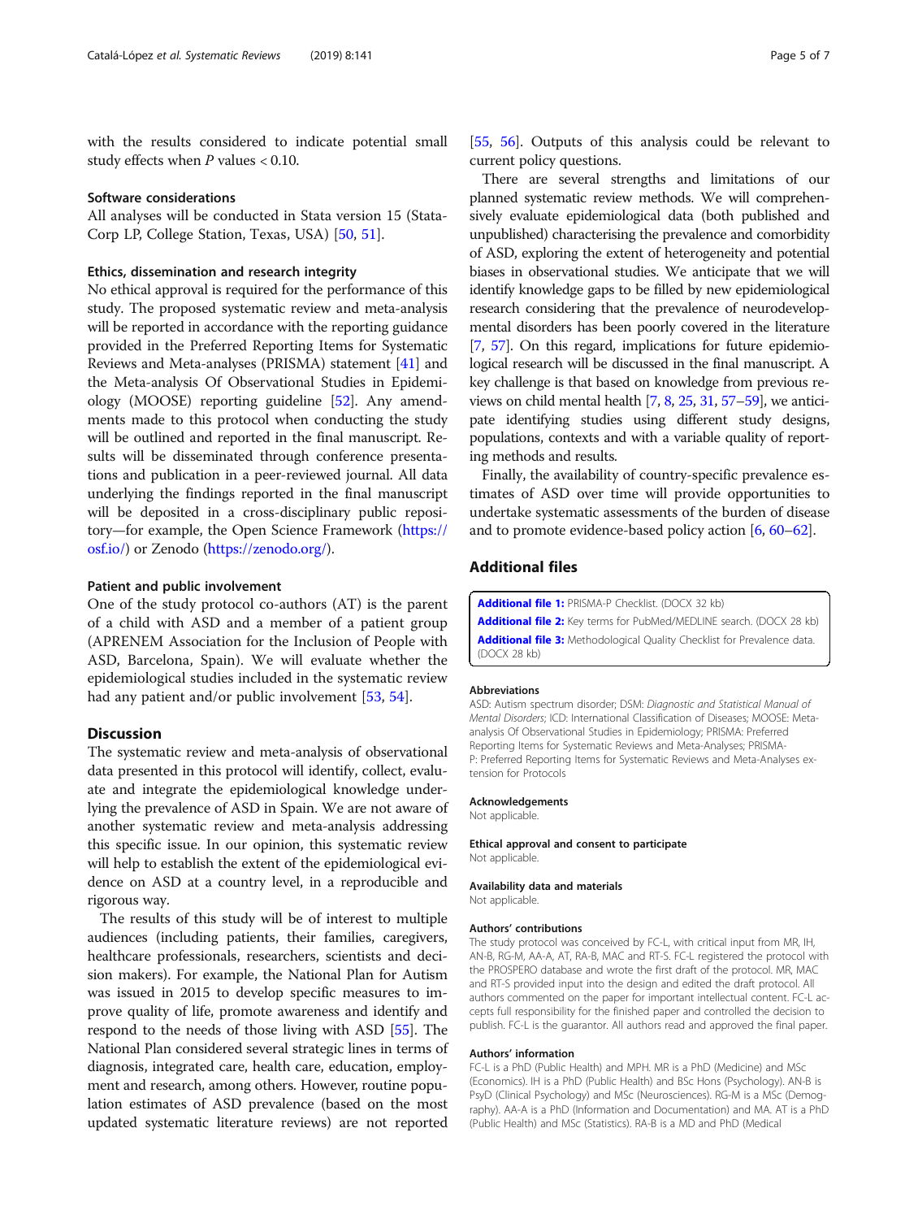with the results considered to indicate potential small study effects when $P$ values < 0.10.

### Software considerations

All analyses will be conducted in Stata version 15 (StataCorp LP, College Station, Texas, USA) [50, 51].

### Ethics, dissemination and research integrity

No ethical approval is required for the performance of this study. The proposed systematic review and meta-analysis will be reported in accordance with the reporting guidance provided in the Preferred Reporting Items for Systematic Reviews and Meta-analyses (PRISMA) statement [41] and the Meta-analysis Of Observational Studies in Epidemiology (MOOSE) reporting guideline [52]. Any amendments made to this protocol when conducting the study will be outlined and reported in the final manuscript. Results will be disseminated through conference presentations and publication in a peer-reviewed journal. All data underlying the findings reported in the final manuscript will be deposited in a cross-disciplinary public repository—for example, the Open Science Framework (https://osf.io/) or Zenodo (https://zenodo.org/).

### Patient and public involvement

One of the study protocol co-authors (AT) is the parent of a child with ASD and a member of a patient group (APRENEM Association for the Inclusion of People with ASD, Barcelona, Spain). We will evaluate whether the epidemiological studies included in the systematic review had any patient and/or public involvement [53, 54].

## Discussion

The systematic review and meta-analysis of observational data presented in this protocol will identify, collect, evaluate and integrate the epidemiological knowledge underlying the prevalence of ASD in Spain. We are not aware of another systematic review and meta-analysis addressing this specific issue. In our opinion, this systematic review will help to establish the extent of the epidemiological evidence on ASD at a country level, in a reproducible and rigorous way.

The results of this study will be of interest to multiple audiences (including patients, their families, caregivers, healthcare professionals, researchers, scientists and decision makers). For example, the National Plan for Autism was issued in 2015 to develop specific measures to improve quality of life, promote awareness and identify and respond to the needs of those living with ASD [55]. The National Plan considered several strategic lines in terms of diagnosis, integrated care, health care, education, employment and research, among others. However, routine population estimates of ASD prevalence (based on the most updated systematic literature reviews) are not reported [55, 56]. Outputs of this analysis could be relevant to current policy questions.

There are several strengths and limitations of our planned systematic review methods. We will comprehensively evaluate epidemiological data (both published and unpublished) characterising the prevalence and comorbidity of ASD, exploring the extent of heterogeneity and potential biases in observational studies. We anticipate that we will identify knowledge gaps to be filled by new epidemiological research considering that the prevalence of neurodevelopmental disorders has been poorly covered in the literature [7, 57]. On this regard, implications for future epidemiological research will be discussed in the final manuscript. A key challenge is that based on knowledge from previous reviews on child mental health [7, 8, 25, 31, 57–59], we anticipate identifying studies using different study designs, populations, contexts and with a variable quality of reporting methods and results.

Finally, the availability of country-specific prevalence estimates of ASD over time will provide opportunities to undertake systematic assessments of the burden of disease and to promote evidence-based policy action [6, 60–62].

## Additional files

**Additional file 1:** PRISMA-P Checklist. (DOCX 32 kb)
**Additional file 2:** Key terms for PubMed/MEDLINE search. (DOCX 28 kb)
**Additional file 3:** Methodological Quality Checklist for Prevalence data. (DOCX 28 kb)

#### Abbreviations

ASD: Autism spectrum disorder; DSM: *Diagnostic and Statistical Manual of Mental Disorders*; ICD: International Classification of Diseases; MOOSE: Meta-analysis Of Observational Studies in Epidemiology; PRISMA: Preferred Reporting Items for Systematic Reviews and Meta-Analyses; PRISMA-P: Preferred Reporting Items for Systematic Reviews and Meta-Analyses extension for Protocols

#### Acknowledgements

Not applicable.

#### Ethical approval and consent to participate

Not applicable.

#### Availability data and materials

Not applicable.

#### Authors' contributions

The study protocol was conceived by FC-L, with critical input from MR, IH, AN-B, RG-M, AA-A, AT, RA-B, MAC and RT-S. FC-L registered the protocol with the PROSPERO database and wrote the first draft of the protocol. MR, MAC and RT-S provided input into the design and edited the draft protocol. All authors commented on the paper for important intellectual content. FC-L accepts full responsibility for the finished paper and controlled the decision to publish. FC-L is the guarantor. All authors read and approved the final paper.

#### Authors' information

FC-L is a PhD (Public Health) and MPH. MR is a PhD (Medicine) and MSc (Economics). IH is a PhD (Public Health) and BSc Hons (Psychology). AN-B is PsyD (Clinical Psychology) and MSc (Neurosciences). RG-M is a MSc (Demography). AA-A is a PhD (Information and Documentation) and MA. AT is a PhD (Public Health) and MSc (Statistics). RA-B is a MD and PhD (Medical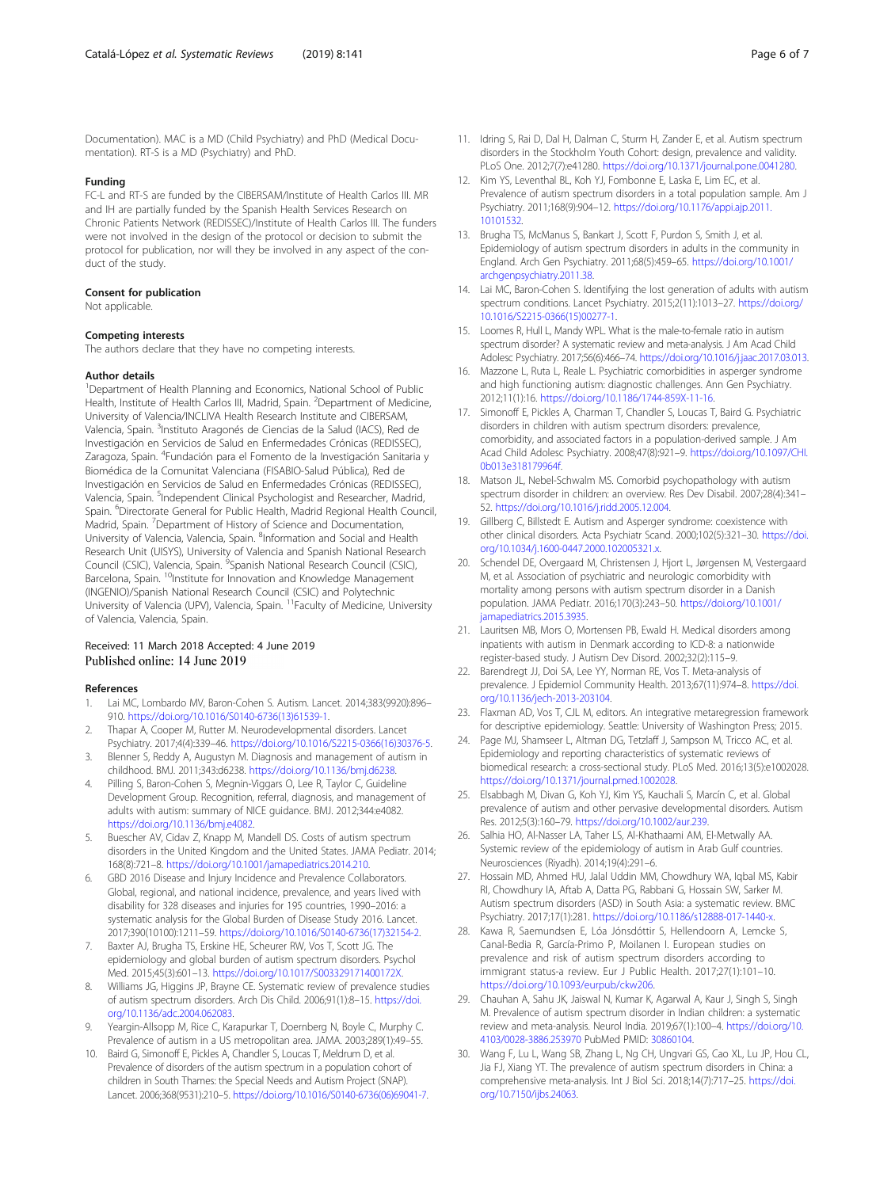Documentation). MAC is a MD (Child Psychiatry) and PhD (Medical Documentation). RT-S is a MD (Psychiatry) and PhD.

### Funding

FC-L and RT-S are funded by the CIBERSAM/Institute of Health Carlos III. MR and IH are partially funded by the Spanish Health Services Research on Chronic Patients Network (REDISSEC)/Institute of Health Carlos III. The funders were not involved in the design of the protocol or decision to submit the protocol for publication, nor will they be involved in any aspect of the conduct of the study.

### Consent for publication

Not applicable.

### Competing interests

The authors declare that they have no competing interests.

### Author details

[1]Department of Health Planning and Economics, National School of Public Health, Institute of Health Carlos III, Madrid, Spain. [2]Department of Medicine, University of Valencia/INCLIVA Health Research Institute and CIBERSAM, Valencia, Spain. [3]Instituto Aragonés de Ciencias de la Salud (IACS), Red de Investigación en Servicios de Salud en Enfermedades Crónicas (REDISSEC), Zaragoza, Spain. [4]Fundación para el Fomento de la Investigación Sanitaria y Biomédica de la Comunitat Valenciana (FISABIO-Salud Pública), Red de Investigación en Servicios de Salud en Enfermedades Crónicas (REDISSEC), Valencia, Spain. [5]Independent Clinical Psychologist and Researcher, Madrid, Spain. [6]Directorate General for Public Health, Madrid Regional Health Council, Madrid, Spain. [7]Department of History of Science and Documentation, University of Valencia, Valencia, Spain. [8]Information and Social and Health Research Unit (UISYS), University of Valencia and Spanish National Research Council (CSIC), Valencia, Spain. [9]Spanish National Research Council (CSIC), Barcelona, Spain. [10]Institute for Innovation and Knowledge Management (INGENIO)/Spanish National Research Council (CSIC) and Polytechnic University of Valencia (UPV), Valencia, Spain. [11]Faculty of Medicine, University of Valencia, Valencia, Spain.

Received: 11 March 2018 Accepted: 4 June 2019
Published online: 14 June 2019

### References

1. Lai MC, Lombardo MV, Baron-Cohen S. Autism. Lancet. 2014;383(9920):896–910. https://doi.org/10.1016/S0140-6736(13)61539-1.
2. Thapar A, Cooper M, Rutter M. Neurodevelopmental disorders. Lancet Psychiatry. 2017;4(4):339–46. https://doi.org/10.1016/S2215-0366(16)30376-5.
3. Blenner S, Reddy A, Augustyn M. Diagnosis and management of autism in childhood. BMJ. 2011;343:d6238. https://doi.org/10.1136/bmj.d6238.
4. Pilling S, Baron-Cohen S, Megnin-Viggars O, Lee R, Taylor C, Guideline Development Group. Recognition, referral, diagnosis, and management of adults with autism: summary of NICE guidance. BMJ. 2012;344:e4082. https://doi.org/10.1136/bmj.e4082.
5. Buescher AV, Cidav Z, Knapp M, Mandell DS. Costs of autism spectrum disorders in the United Kingdom and the United States. JAMA Pediatr. 2014;168(8):721–8. https://doi.org/10.1001/jamapediatrics.2014.210.
6. GBD 2016 Disease and Injury Incidence and Prevalence Collaborators. Global, regional, and national incidence, prevalence, and years lived with disability for 328 diseases and injuries for 195 countries, 1990–2016: a systematic analysis for the Global Burden of Disease Study 2016. Lancet. 2017;390(10100):1211–59. https://doi.org/10.1016/S0140-6736(17)32154-2.
7. Baxter AJ, Brugha TS, Erskine HE, Scheurer RW, Vos T, Scott JG. The epidemiology and global burden of autism spectrum disorders. Psychol Med. 2015;45(3):601–13. https://doi.org/10.1017/S003329171400172X.
8. Williams JG, Higgins JP, Brayne CE. Systematic review of prevalence studies of autism spectrum disorders. Arch Dis Child. 2006;91(1):8–15. https://doi.org/10.1136/adc.2004.062083.
9. Yeargin-Allsopp M, Rice C, Karapurkar T, Doernberg N, Boyle C, Murphy C. Prevalence of autism in a US metropolitan area. JAMA. 2003;289(1):49–55.
10. Baird G, Simonoff E, Pickles A, Chandler S, Loucas T, Meldrum D, et al. Prevalence of disorders of the autism spectrum in a population cohort of children in South Thames: the Special Needs and Autism Project (SNAP). Lancet. 2006;368(9531):210–5. https://doi.org/10.1016/S0140-6736(06)69041-7.
11. Idring S, Rai D, Dal H, Dalman C, Sturm H, Zander E, et al. Autism spectrum disorders in the Stockholm Youth Cohort: design, prevalence and validity. PLoS One. 2012;7(7):e41280. https://doi.org/10.1371/journal.pone.0041280.
12. Kim YS, Leventhal BL, Koh YJ, Fombonne E, Laska E, Lim EC, et al. Prevalence of autism spectrum disorders in a total population sample. Am J Psychiatry. 2011;168(9):904–12. https://doi.org/10.1176/appi.ajp.2011.10101532.
13. Brugha TS, McManus S, Bankart J, Scott F, Purdon S, Smith J, et al. Epidemiology of autism spectrum disorders in adults in the community in England. Arch Gen Psychiatry. 2011;68(5):459–65. https://doi.org/10.1001/archgenpsychiatry.2011.38.
14. Lai MC, Baron-Cohen S. Identifying the lost generation of adults with autism spectrum conditions. Lancet Psychiatry. 2015;2(11):1013–27. https://doi.org/10.1016/S2215-0366(15)00277-1.
15. Loomes R, Hull L, Mandy WPL. What is the male-to-female ratio in autism spectrum disorder? A systematic review and meta-analysis. J Am Acad Child Adolesc Psychiatry. 2017;56(6):466–74. https://doi.org/10.1016/j.jaac.2017.03.013.
16. Mazzone L, Ruta L, Reale L. Psychiatric comorbidities in asperger syndrome and high functioning autism: diagnostic challenges. Ann Gen Psychiatry. 2012;11(1):16. https://doi.org/10.1186/1744-859X-11-16.
17. Simonoff E, Pickles A, Charman T, Chandler S, Loucas T, Baird G. Psychiatric disorders in children with autism spectrum disorders: prevalence, comorbidity, and associated factors in a population-derived sample. J Am Acad Child Adolesc Psychiatry. 2008;47(8):921–9. https://doi.org/10.1097/CHI.0b013e318179964f.
18. Matson JL, Nebel-Schwalm MS. Comorbid psychopathology with autism spectrum disorder in children: an overview. Res Dev Disabil. 2007;28(4):341–52. https://doi.org/10.1016/j.ridd.2005.12.004.
19. Gillberg C, Billstedt E. Autism and Asperger syndrome: coexistence with other clinical disorders. Acta Psychiatr Scand. 2000;102(5):321–30. https://doi.org/10.1034/j.1600-0447.2000.102005321.x.
20. Schendel DE, Overgaard M, Christensen J, Hjort L, Jørgensen M, Vestergaard M, et al. Association of psychiatric and neurologic comorbidity with mortality among persons with autism spectrum disorder in a Danish population. JAMA Pediatr. 2016;170(3):243–50. https://doi.org/10.1001/jamapediatrics.2015.3935.
21. Lauritsen MB, Mors O, Mortensen PB, Ewald H. Medical disorders among inpatients with autism in Denmark according to ICD-8: a nationwide register-based study. J Autism Dev Disord. 2002;32(2):115–9.
22. Barendregt JJ, Doi SA, Lee YY, Norman RE, Vos T. Meta-analysis of prevalence. J Epidemiol Community Health. 2013;67(11):974–8. https://doi.org/10.1136/jech-2013-203104.
23. Flaxman AD, Vos T, CJL M, editors. An integrative metaregression framework for descriptive epidemiology. Seattle: University of Washington Press; 2015.
24. Page MJ, Shamseer L, Altman DG, Tetzlaff J, Sampson M, Tricco AC, et al. Epidemiology and reporting characteristics of systematic reviews of biomedical research: a cross-sectional study. PLoS Med. 2016;13(5):e1002028. https://doi.org/10.1371/journal.pmed.1002028.
25. Elsabbagh M, Divan G, Koh YJ, Kim YS, Kauchali S, Marcín C, et al. Global prevalence of autism and other pervasive developmental disorders. Autism Res. 2012;5(3):160–79. https://doi.org/10.1002/aur.239.
26. Salhia HO, Al-Nasser LA, Taher LS, Al-Khathaami AM, El-Metwally AA. Systemic review of the epidemiology of autism in Arab Gulf countries. Neurosciences (Riyadh). 2014;19(4):291–6.
27. Hossain MD, Ahmed HU, Jalal Uddin MM, Chowdhury WA, Iqbal MS, Kabir RI, Chowdhury IA, Aftab A, Datta PG, Rabbani G, Hossain SW, Sarker M. Autism spectrum disorders (ASD) in South Asia: a systematic review. BMC Psychiatry. 2017;17(1):281. https://doi.org/10.1186/s12888-017-1440-x.
28. Kawa R, Saemundsen E, Lóa Jónsdóttir S, Hellendoorn A, Lemcke S, Canal-Bedia R, García-Primo P, Moilanen I. European studies on prevalence and risk of autism spectrum disorders according to immigrant status-a review. Eur J Public Health. 2017;27(1):101–10. https://doi.org/10.1093/eurpub/ckw206.
29. Chauhan A, Sahu JK, Jaiswal N, Kumar K, Agarwal A, Kaur J, Singh S, Singh M. Prevalence of autism spectrum disorder in Indian children: a systematic review and meta-analysis. Neurol India. 2019;67(1):100–4. https://doi.org/10.4103/0028-3886.253970 PubMed PMID: 30860104.
30. Wang F, Lu L, Wang SB, Zhang L, Ng CH, Ungvari GS, Cao XL, Lu JP, Hou CL, Jia FJ, Xiang YT. The prevalence of autism spectrum disorders in China: a comprehensive meta-analysis. Int J Biol Sci. 2018;14(7):717–25. https://doi.org/10.7150/ijbs.24063.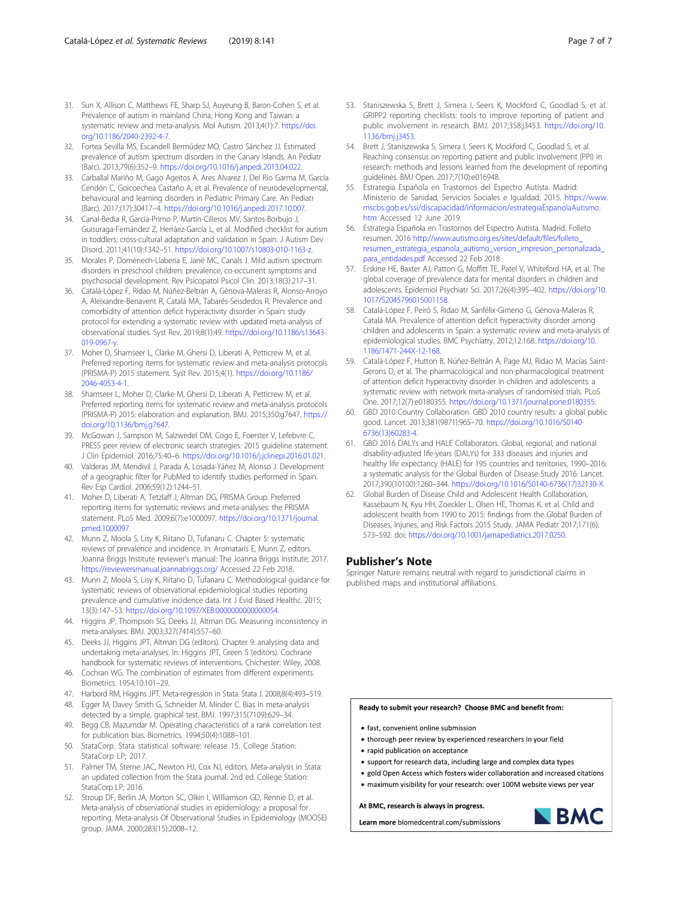31. Sun X, Allison C, Matthews FE, Sharp SJ, Auyeung B, Baron-Cohen S, et al. Prevalence of autism in mainland China, Hong Kong and Taiwan: a systematic review and meta-analysis. Mol Autism. 2013;4(1):7. https://doi.org/10.1186/2040-2392-4-7.
32. Fortea Sevilla MS, Escandell Bermúdez MO, Castro Sánchez JJ. Estimated prevalence of autism spectrum disorders in the Canary Islands. An Pediatr (Barc). 2013;79(6):352–9. https://doi.org/10.1016/j.anpedi.2013.04.022.
33. Carballal Mariño M, Gago Ageitos A, Ares Alvarez J, Del Rio Garma M, García Cendón C, Goicoechea Castaño A, et al. Prevalence of neurodevelopmental, behavioural and learning disorders in Pediatric Primary Care. An Pediatr (Barc). 2017;(17):30417–4. https://doi.org/10.1016/j.anpedi.2017.10.007.
34. Canal-Bedia R, García-Primo P, Martín-Cilleros MV, Santos-Borbujo J, Guisuraga-Fernández Z, Herráez-García L, et al. Modified checklist for autism in toddlers: cross-cultural adaptation and validation in Spain. J Autism Dev Disord. 2011;41(10):1342–51. https://doi.org/10.1007/s10803-010-1163-z.
35. Morales P, Domènech-Llaberia E, Jané MC, Canals J. Mild autism spectrum disorders in preschool children: prevalence, co-occurrent symptoms and psychosocial development. Rev Psicopatol Psicol Clin. 2013;18(3):217–31.
36. Catalá-López F, Ridao M, Núñez-Beltrán A, Gènova-Maleras R, Alonso-Arroyo A, Aleixandre-Benavent R, Catalá MA, Tabarés-Seisdedos R. Prevalence and comorbidity of attention deficit hyperactivity disorder in Spain: study protocol for extending a systematic review with updated meta-analysis of observational studies. Syst Rev. 2019;8(1):49. https://doi.org/10.1186/s13643-019-0967-y.
37. Moher D, Shamseer L, Clarke M, Ghersi D, Liberati A, Petticrew M, et al. Preferred reporting items for systematic review and meta-analysis protocols (PRISMA-P) 2015 statement. Syst Rev. 2015;4(1). https://doi.org/10.1186/2046-4053-4-1.
38. Shamseer L, Moher D, Clarke M, Ghersi D, Liberati A, Petticrew M, et al. Preferred reporting items for systematic review and meta-analysis protocols (PRISMA-P) 2015: elaboration and explanation. BMJ. 2015;350:g7647. https://doi.org/10.1136/bmj.g7647.
39. McGowan J, Sampson M, Salzwedel DM, Cogo E, Foerster V, Lefebvre C. PRESS peer review of electronic search strategies: 2015 guideline statement. J Clin Epidemiol. 2016;75:40–6. https://doi.org/10.1016/j.jclinepi.2016.01.021.
40. Valderas JM, Mendivil J, Parada A, Losada-Yáñez M, Alonso J. Development of a geographic filter for PubMed to identify studies performed in Spain. Rev Esp Cardiol. 2006;59(12):1244–51.
41. Moher D, Liberati A, Tetzlaff J, Altman DG, PRISMA Group. Preferred reporting items for systematic reviews and meta-analyses: the PRISMA statement. PLoS Med. 2009;6(7):e1000097. https://doi.org/10.1371/journal.pmed.1000097.
42. Munn Z, Moola S, Lisy K, Riitano D, Tufanaru C. Chapter 5: systematic reviews of prevalence and incidence. In: Aromataris E, Munn Z, editors. Joanna Briggs Institute reviewer's manual: The Joanna Briggs Institute; 2017. https://reviewersmanual.joannabriggs.org/ Accessed 22 Feb 2018.
43. Munn Z, Moola S, Lisy K, Riitano D, Tufanaru C. Methodological guidance for systematic reviews of observational epidemiological studies reporting prevalence and cumulative incidence data. Int J Evid Based Healthc. 2015;13(3):147–53. https://doi.org/10.1097/XEB.0000000000000054.
44. Higgins JP, Thompson SG, Deeks JJ, Altman DG. Measuring inconsistency in meta-analyses. BMJ. 2003;327(7414):557–60.
45. Deeks JJ, Higgins JPT, Altman DG (editors). Chapter 9: analysing data and undertaking meta-analyses. In: Higgins JPT, Green S (editors). Cochrane handbook for systematic reviews of interventions. Chichester: Wiley, 2008.
46. Cochran WG. The combination of estimates from different experiments. Biometrics. 1954;10:101–29.
47. Harbord RM, Higgins JPT. Meta-regression in Stata. Stata J. 2008;8(4):493–519.
48. Egger M, Davey Smith G, Schneider M, Minder C. Bias in meta-analysis detected by a simple, graphical test. BMJ. 1997;315(7109):629–34.
49. Begg CB, Mazumdar M. Operating characteristics of a rank correlation test for publication bias. Biometrics. 1994;50(4):1088–101.
50. StataCorp. Stata statistical software: release 15. College Station: StataCorp LP; 2017.
51. Palmer TM, Sterne JAC, Newton HJ, Cox NJ, editors. Meta-analysis in Stata: an updated collection from the Stata journal. 2nd ed. College Station: StataCorp LP; 2016.
52. Stroup DF, Berlin JA, Morton SC, Olkin I, Williamson GD, Rennie D, et al. Meta-analysis of observational studies in epidemiology: a proposal for reporting. Meta-analysis Of Observational Studies in Epidemiology (MOOSE) group. JAMA. 2000;283(15):2008–12.
53. Staniszewska S, Brett J, Simera I, Seers K, Mockford C, Goodlad S, et al. GRIPP2 reporting checklists: tools to improve reporting of patient and public involvement in research. BMJ. 2017;358:j3453. https://doi.org/10.1136/bmj.j3453.
54. Brett J, Staniszewska S, Simera I, Seers K, Mockford C, Goodlad S, et al. Reaching consensus on reporting patient and public involvement (PPI) in research: methods and lessons learned from the development of reporting guidelines. BMJ Open. 2017;7(10):e016948.
55. Estrategia Española en Trastornos del Espectro Autista. Madrid: Ministerio de Sanidad, Servicios Sociales e Igualdad; 2015. https://www.mscbs.gob.es/ssi/discapacidad/informacion/estrategiaEspanolaAutismo.htm Accessed 12 June 2019.
56. Estrategia Española en Trastornos del Espectro Autista. Madrid. Folleto resumen. 2016 http://www.autismo.org.es/sites/default/files/folleto_resumen_estrategia_espanola_autismo_version_impresion_personalizada_para_entidades.pdf Accessed 22 Feb 2018
57. Erskine HE, Baxter AJ, Patton G, Moffitt TE, Patel V, Whiteford HA, et al. The global coverage of prevalence data for mental disorders in children and adolescents. Epidemiol Psychiatr Sci. 2017;26(4):395–402. https://doi.org/10.1017/S2045796015001158.
58. Catalá-López F, Peiró S, Ridao M, Sanfélix-Gimeno G, Gènova-Maleras R, Catalá MA. Prevalence of attention deficit hyperactivity disorder among children and adolescents in Spain: a systematic review and meta-analysis of epidemiological studies. BMC Psychiatry. 2012;12:168. https://doi.org/10.1186/1471-244X-12-168.
59. Catalá-López F, Hutton B, Núñez-Beltrán A, Page MJ, Ridao M, Macías Saint-Gerons D, et al. The pharmacological and non-pharmacological treatment of attention deficit hyperactivity disorder in children and adolescents: a systematic review with network meta-analyses of randomised trials. PLoS One. 2017;12(7):e0180355. https://doi.org/10.1371/journal.pone.0180355.
60. GBD 2010 Country Collaboration. GBD 2010 country results: a global public good. Lancet. 2013;381(9871):965–70. https://doi.org/10.1016/S0140-6736(13)60283-4.
61. GBD 2016 DALYs and HALE Collaborators. Global, regional, and national disability-adjusted life-years (DALYs) for 333 diseases and injuries and healthy life expectancy (HALE) for 195 countries and territories, 1990–2016: a systematic analysis for the Global Burden of Disease Study 2016. Lancet. 2017;390(10100):1260–344. https://doi.org/10.1016/S0140-6736(17)32130-X.
62. Global Burden of Disease Child and Adolescent Health Collaboration, Kassebaum N, Kyu HH, Zoeckler L, Olsen HE, Thomas K, et al. Child and adolescent health from 1990 to 2015: findings from the Global Burden of Diseases, Injuries, and Risk Factors 2015 Study. JAMA Pediatr 2017;171(6):573–592. doi: https://doi.org/10.1001/jamapediatrics.2017.0250.

## Publisher's Note

Springer Nature remains neutral with regard to jurisdictional claims in published maps and institutional affiliations.

**Ready to submit your research? Choose BMC and benefit from:**

- fast, convenient online submission
- thorough peer review by experienced researchers in your field
- rapid publication on acceptance
- support for research data, including large and complex data types
- gold Open Access which fosters wider collaboration and increased citations
- maximum visibility for your research: over 100M website views per year

**At BMC, research is always in progress.**

**Learn more** biomedcentral.com/submissions

BMC